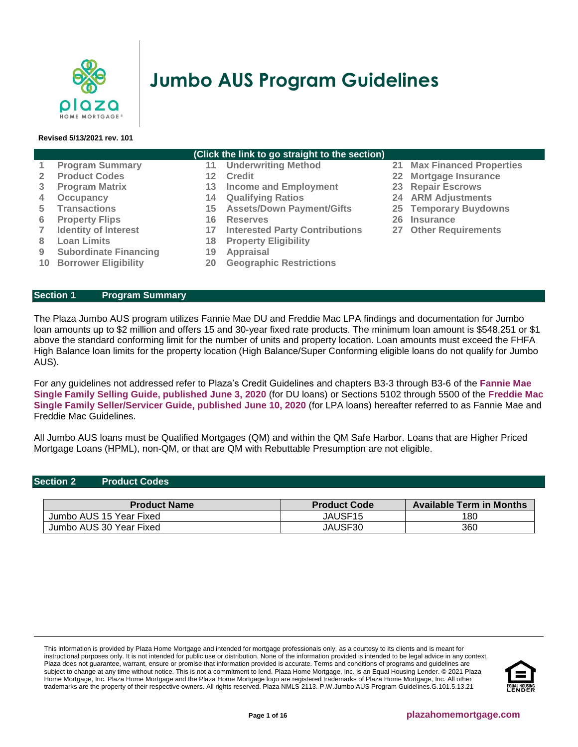# Jumbo AUS Program Guidelines

**Revised 5/13/2021 rev. 101**

**(Click the link to go straight to the section)**

| | | | | | |
|---|---|---|---|---|---|
| 1 | Program Summary | 11 | Underwriting Method | 21 | Max Financed Properties |
| 2 | Product Codes | 12 | Credit | 22 | Mortgage Insurance |
| 3 | Program Matrix | 13 | Income and Employment | 23 | Repair Escrows |
| 4 | Occupancy | 14 | Qualifying Ratios | 24 | ARM Adjustments |
| 5 | Transactions | 15 | Assets/Down Payment/Gifts | 25 | Temporary Buydowns |
| 6 | Property Flips | 16 | Reserves | 26 | Insurance |
| 7 | Identity of Interest | 17 | Interested Party Contributions | 27 | Other Requirements |
| 8 | Loan Limits | 18 | Property Eligibility | | |
| 9 | Subordinate Financing | 19 | Appraisal | | |
| 10 | Borrower Eligibility | 20 | Geographic Restrictions | | |

## Section 1 Program Summary

The Plaza Jumbo AUS program utilizes Fannie Mae DU and Freddie Mac LPA findings and documentation for Jumbo loan amounts up to $2 million and offers 15 and 30-year fixed rate products. The minimum loan amount is $548,251 or $1 above the standard conforming limit for the number of units and property location. Loan amounts must exceed the FHFA High Balance loan limits for the property location (High Balance/Super Conforming eligible loans do not qualify for Jumbo AUS).

For any guidelines not addressed refer to Plaza's Credit Guidelines and chapters B3-3 through B3-6 of the **Fannie Mae Single Family Selling Guide, published June 3, 2020** (for DU loans) or Sections 5102 through 5500 of the **Freddie Mac Single Family Seller/Servicer Guide, published June 10, 2020** (for LPA loans) hereafter referred to as Fannie Mae and Freddie Mac Guidelines.

All Jumbo AUS loans must be Qualified Mortgages (QM) and within the QM Safe Harbor. Loans that are Higher Priced Mortgage Loans (HPML), non-QM, or that are QM with Rebuttable Presumption are not eligible.

## Section 2 Product Codes

| Product Name | Product Code | Available Term in Months |
|---|---|---|
| Jumbo AUS 15 Year Fixed | JAUSF15 | 180 |
| Jumbo AUS 30 Year Fixed | JAUSF30 | 360 |

This information is provided by Plaza Home Mortgage and intended for mortgage professionals only, as a courtesy to its clients and is meant for instructional purposes only. It is not intended for public use or distribution. None of the information provided is intended to be legal advice in any context. Plaza does not guarantee, warrant, ensure or promise that information provided is accurate. Terms and conditions of programs and guidelines are subject to change at any time without notice. This is not a commitment to lend. Plaza Home Mortgage, Inc. is an Equal Housing Lender. © 2021 Plaza Home Mortgage, Inc. Plaza Home Mortgage and the Plaza Home Mortgage logo are registered trademarks of Plaza Home Mortgage, Inc. All other trademarks are the property of their respective owners. All rights reserved. Plaza NMLS 2113. P.W.Jumbo AUS Program Guidelines.G.101.5.13.21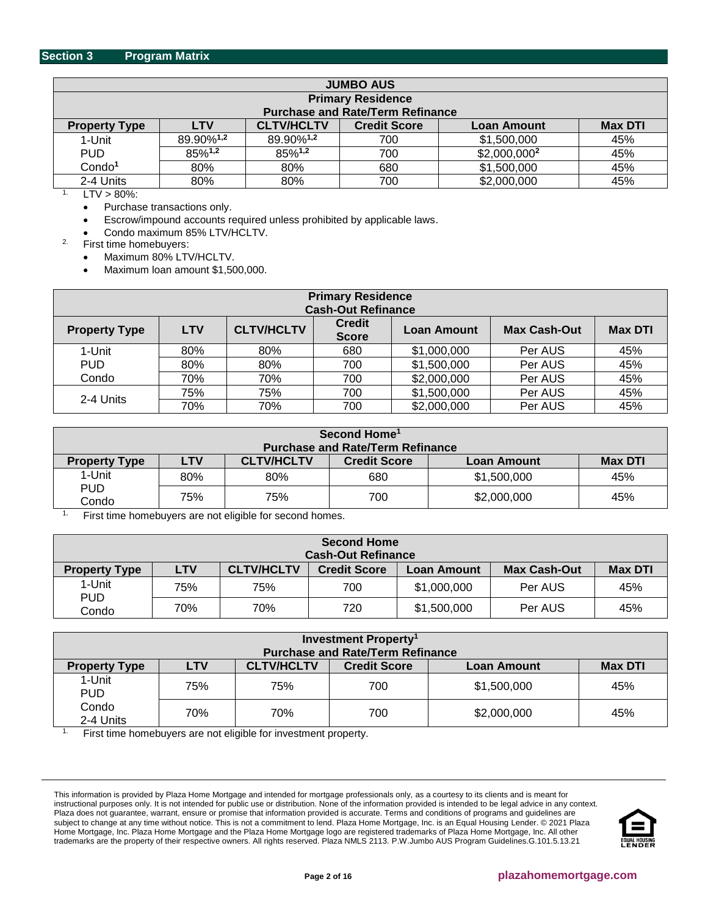## Section 3 Program Matrix

| JUMBO AUS<br>Primary Residence<br>Purchase and Rate/Term Refinance | | | | | |
|---|---|---|---|---|---|
| **Property Type** | **LTV** | **CLTV/HCLTV** | **Credit Score** | **Loan Amount** | **Max DTI** |
| 1-Unit<br>PUD<br>Condo[1] | 89.90%[1,2] | 89.90%[1,2] | 700 | $1,500,000 | 45% |
| | 85%[1,2] | 85%[1,2] | 700 | $2,000,000[2] | 45% |
| | 80% | 80% | 680 | $1,500,000 | 45% |
| 2-4 Units | 80% | 80% | 700 | $2,000,000 | 45% |

1. LTV > 80%:
   - Purchase transactions only.
   - Escrow/impound accounts required unless prohibited by applicable laws.
   - Condo maximum 85% LTV/HCLTV.
2. First time homebuyers:
   - Maximum 80% LTV/HCLTV.
   - Maximum loan amount $1,500,000.

| Primary Residence<br>Cash-Out Refinance | | | | | | |
|---|---|---|---|---|---|---|
| **Property Type** | **LTV** | **CLTV/HCLTV** | **Credit Score** | **Loan Amount** | **Max Cash-Out** | **Max DTI** |
| 1-Unit<br>PUD<br>Condo | 80% | 80% | 680 | $1,000,000 | Per AUS | 45% |
| | 80% | 80% | 700 | $1,500,000 | Per AUS | 45% |
| | 70% | 70% | 700 | $2,000,000 | Per AUS | 45% |
| 2-4 Units | 75% | 75% | 700 | $1,500,000 | Per AUS | 45% |
| | 70% | 70% | 700 | $2,000,000 | Per AUS | 45% |

| Second Home[1]<br>Purchase and Rate/Term Refinance | | | | | |
|---|---|---|---|---|---|
| **Property Type** | **LTV** | **CLTV/HCLTV** | **Credit Score** | **Loan Amount** | **Max DTI** |
| 1-Unit<br>PUD<br>Condo | 80% | 80% | 680 | $1,500,000 | 45% |
| | 75% | 75% | 700 | $2,000,000 | 45% |

1. First time homebuyers are not eligible for second homes.

| Second Home<br>Cash-Out Refinance | | | | | | |
|---|---|---|---|---|---|---|
| **Property Type** | **LTV** | **CLTV/HCLTV** | **Credit Score** | **Loan Amount** | **Max Cash-Out** | **Max DTI** |
| 1-Unit<br>PUD<br>Condo | 75% | 75% | 700 | $1,000,000 | Per AUS | 45% |
| | 70% | 70% | 720 | $1,500,000 | Per AUS | 45% |

| Investment Property[1]<br>Purchase and Rate/Term Refinance | | | | | |
|---|---|---|---|---|---|
| **Property Type** | **LTV** | **CLTV/HCLTV** | **Credit Score** | **Loan Amount** | **Max DTI** |
| 1-Unit<br>PUD<br>Condo<br>2-4 Units | 75% | 75% | 700 | $1,500,000 | 45% |
| | 70% | 70% | 700 | $2,000,000 | 45% |

1. First time homebuyers are not eligible for investment property.

This information is provided by Plaza Home Mortgage and intended for mortgage professionals only, as a courtesy to its clients and is meant for instructional purposes only. It is not intended for public use or distribution. None of the information provided is intended to be legal advice in any context. Plaza does not guarantee, warrant, ensure or promise that information provided is accurate. Terms and conditions of programs and guidelines are subject to change at any time without notice. This is not a commitment to lend. Plaza Home Mortgage, Inc. is an Equal Housing Lender. © 2021 Plaza Home Mortgage, Inc. Plaza Home Mortgage and the Plaza Home Mortgage logo are registered trademarks of Plaza Home Mortgage, Inc. All other trademarks are the property of their respective owners. All rights reserved. Plaza NMLS 2113. P.W.Jumbo AUS Program Guidelines.G.101.5.13.21

plazahomemortgage.com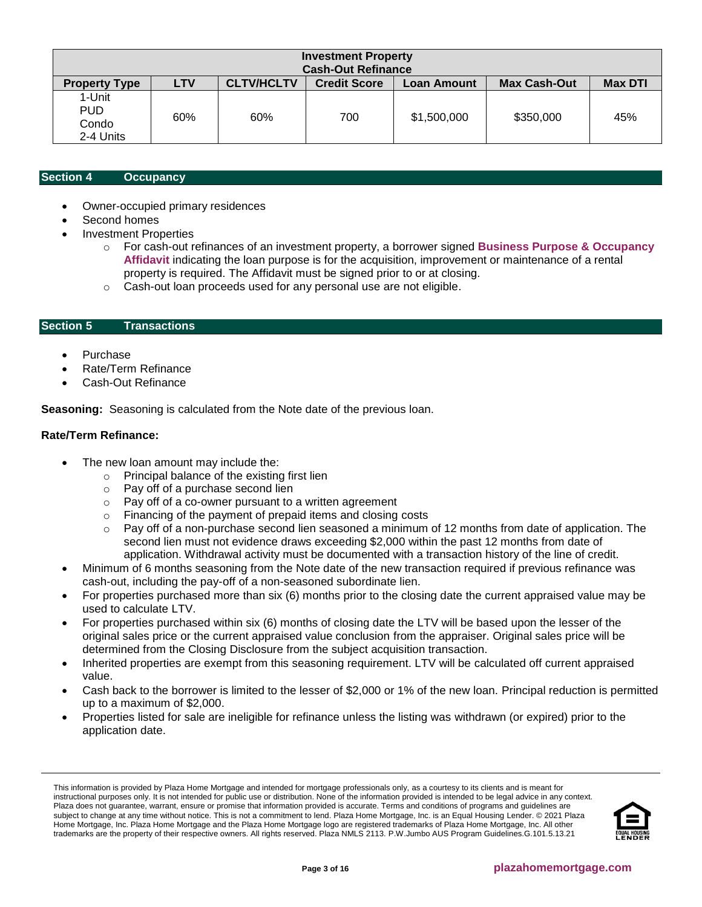| Investment Property Cash-Out Refinance | | | | | | |
|---|---|---|---|---|---|---|
| **Property Type** | **LTV** | **CLTV/HCLTV** | **Credit Score** | **Loan Amount** | **Max Cash-Out** | **Max DTI** |
| 1-Unit<br>PUD<br>Condo<br>2-4 Units | 60% | 60% | 700 | $1,500,000 | $350,000 | 45% |

## Section 4 Occupancy

- Owner-occupied primary residences
- Second homes
- Investment Properties
  - For cash-out refinances of an investment property, a borrower signed **Business Purpose & Occupancy Affidavit** indicating the loan purpose is for the acquisition, improvement or maintenance of a rental property is required. The Affidavit must be signed prior to or at closing.
  - Cash-out loan proceeds used for any personal use are not eligible.

## Section 5 Transactions

- Purchase
- Rate/Term Refinance
- Cash-Out Refinance

**Seasoning:** Seasoning is calculated from the Note date of the previous loan.

**Rate/Term Refinance:**

- The new loan amount may include the:
  - Principal balance of the existing first lien
  - Pay off of a purchase second lien
  - Pay off of a co-owner pursuant to a written agreement
  - Financing of the payment of prepaid items and closing costs
  - Pay off of a non-purchase second lien seasoned a minimum of 12 months from date of application. The second lien must not evidence draws exceeding $2,000 within the past 12 months from date of application. Withdrawal activity must be documented with a transaction history of the line of credit.
- Minimum of 6 months seasoning from the Note date of the new transaction required if previous refinance was cash-out, including the pay-off of a non-seasoned subordinate lien.
- For properties purchased more than six (6) months prior to the closing date the current appraised value may be used to calculate LTV.
- For properties purchased within six (6) months of closing date the LTV will be based upon the lesser of the original sales price or the current appraised value conclusion from the appraiser. Original sales price will be determined from the Closing Disclosure from the subject acquisition transaction.
- Inherited properties are exempt from this seasoning requirement. LTV will be calculated off current appraised value.
- Cash back to the borrower is limited to the lesser of $2,000 or 1% of the new loan. Principal reduction is permitted up to a maximum of $2,000.
- Properties listed for sale are ineligible for refinance unless the listing was withdrawn (or expired) prior to the application date.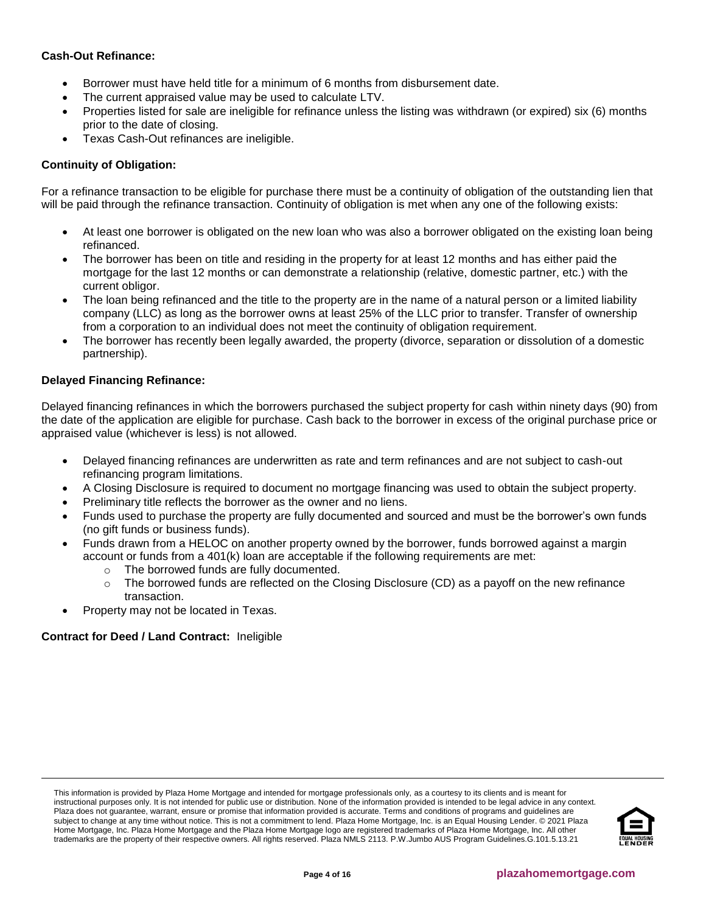**Cash-Out Refinance:**

- Borrower must have held title for a minimum of 6 months from disbursement date.
- The current appraised value may be used to calculate LTV.
- Properties listed for sale are ineligible for refinance unless the listing was withdrawn (or expired) six (6) months prior to the date of closing.
- Texas Cash-Out refinances are ineligible.

**Continuity of Obligation:**

For a refinance transaction to be eligible for purchase there must be a continuity of obligation of the outstanding lien that will be paid through the refinance transaction. Continuity of obligation is met when any one of the following exists:

- At least one borrower is obligated on the new loan who was also a borrower obligated on the existing loan being refinanced.
- The borrower has been on title and residing in the property for at least 12 months and has either paid the mortgage for the last 12 months or can demonstrate a relationship (relative, domestic partner, etc.) with the current obligor.
- The loan being refinanced and the title to the property are in the name of a natural person or a limited liability company (LLC) as long as the borrower owns at least 25% of the LLC prior to transfer. Transfer of ownership from a corporation to an individual does not meet the continuity of obligation requirement.
- The borrower has recently been legally awarded, the property (divorce, separation or dissolution of a domestic partnership).

**Delayed Financing Refinance:**

Delayed financing refinances in which the borrowers purchased the subject property for cash within ninety days (90) from the date of the application are eligible for purchase. Cash back to the borrower in excess of the original purchase price or appraised value (whichever is less) is not allowed.

- Delayed financing refinances are underwritten as rate and term refinances and are not subject to cash-out refinancing program limitations.
- A Closing Disclosure is required to document no mortgage financing was used to obtain the subject property.
- Preliminary title reflects the borrower as the owner and no liens.
- Funds used to purchase the property are fully documented and sourced and must be the borrower's own funds (no gift funds or business funds).
- Funds drawn from a HELOC on another property owned by the borrower, funds borrowed against a margin account or funds from a 401(k) loan are acceptable if the following requirements are met:
  - The borrowed funds are fully documented.
  - The borrowed funds are reflected on the Closing Disclosure (CD) as a payoff on the new refinance transaction.
- Property may not be located in Texas.

**Contract for Deed / Land Contract:** Ineligible

This information is provided by Plaza Home Mortgage and intended for mortgage professionals only, as a courtesy to its clients and is meant for instructional purposes only. It is not intended for public use or distribution. None of the information provided is intended to be legal advice in any context. Plaza does not guarantee, warrant, ensure or promise that information provided is accurate. Terms and conditions of programs and guidelines are subject to change at any time without notice. This is not a commitment to lend. Plaza Home Mortgage, Inc. is an Equal Housing Lender. © 2021 Plaza Home Mortgage, Inc. Plaza Home Mortgage and the Plaza Home Mortgage logo are registered trademarks of Plaza Home Mortgage, Inc. All other trademarks are the property of their respective owners. All rights reserved. Plaza NMLS 2113. P.W.Jumbo AUS Program Guidelines.G.101.5.13.21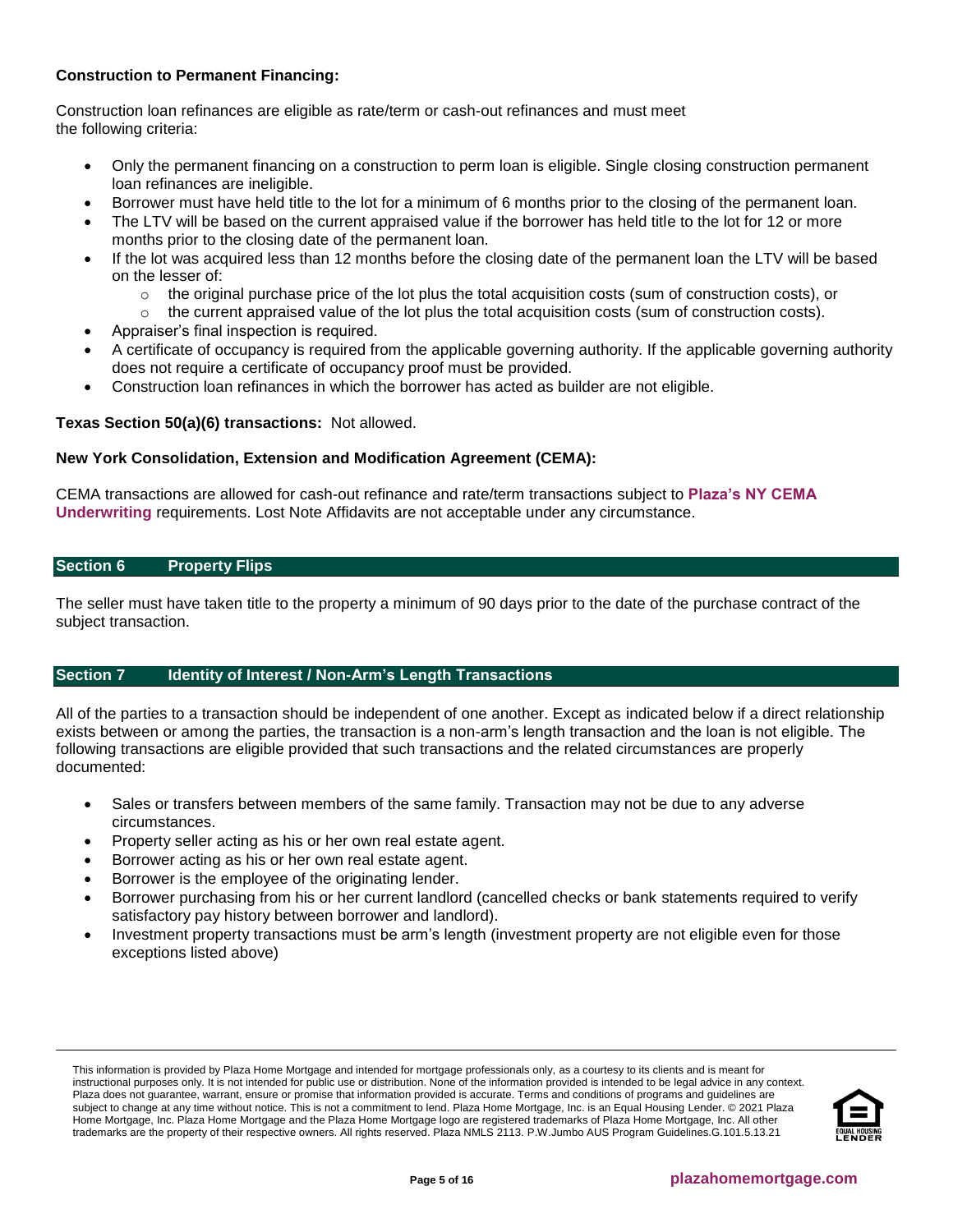**Construction to Permanent Financing:**

Construction loan refinances are eligible as rate/term or cash-out refinances and must meet the following criteria:

- Only the permanent financing on a construction to perm loan is eligible. Single closing construction permanent loan refinances are ineligible.
- Borrower must have held title to the lot for a minimum of 6 months prior to the closing of the permanent loan.
- The LTV will be based on the current appraised value if the borrower has held title to the lot for 12 or more months prior to the closing date of the permanent loan.
- If the lot was acquired less than 12 months before the closing date of the permanent loan the LTV will be based on the lesser of:
  - the original purchase price of the lot plus the total acquisition costs (sum of construction costs), or
  - the current appraised value of the lot plus the total acquisition costs (sum of construction costs).
- Appraiser's final inspection is required.
- A certificate of occupancy is required from the applicable governing authority. If the applicable governing authority does not require a certificate of occupancy proof must be provided.
- Construction loan refinances in which the borrower has acted as builder are not eligible.

**Texas Section 50(a)(6) transactions:** Not allowed.

**New York Consolidation, Extension and Modification Agreement (CEMA):**

CEMA transactions are allowed for cash-out refinance and rate/term transactions subject to **Plaza's NY CEMA Underwriting** requirements. Lost Note Affidavits are not acceptable under any circumstance.

## Section 6 Property Flips

The seller must have taken title to the property a minimum of 90 days prior to the date of the purchase contract of the subject transaction.

## Section 7 Identity of Interest / Non-Arm's Length Transactions

All of the parties to a transaction should be independent of one another. Except as indicated below if a direct relationship exists between or among the parties, the transaction is a non-arm's length transaction and the loan is not eligible. The following transactions are eligible provided that such transactions and the related circumstances are properly documented:

- Sales or transfers between members of the same family. Transaction may not be due to any adverse circumstances.
- Property seller acting as his or her own real estate agent.
- Borrower acting as his or her own real estate agent.
- Borrower is the employee of the originating lender.
- Borrower purchasing from his or her current landlord (cancelled checks or bank statements required to verify satisfactory pay history between borrower and landlord).
- Investment property transactions must be arm's length (investment property are not eligible even for those exceptions listed above)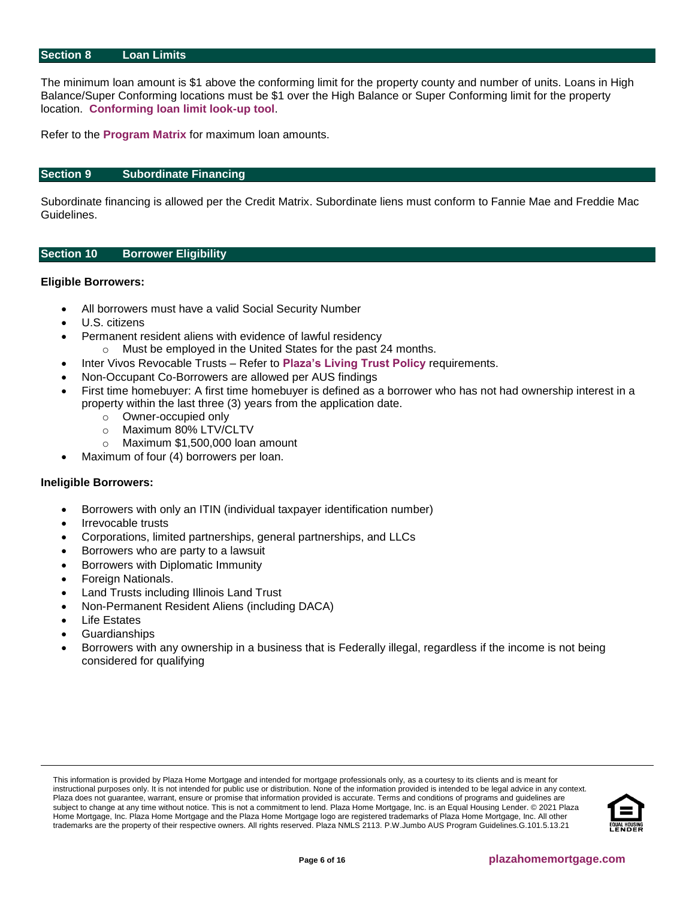## Section 8 Loan Limits

The minimum loan amount is $1 above the conforming limit for the property county and number of units. Loans in High Balance/Super Conforming locations must be $1 over the High Balance or Super Conforming limit for the property location. **Conforming loan limit look-up tool**.

Refer to the **Program Matrix** for maximum loan amounts.

## Section 9 Subordinate Financing

Subordinate financing is allowed per the Credit Matrix. Subordinate liens must conform to Fannie Mae and Freddie Mac Guidelines.

## Section 10 Borrower Eligibility

**Eligible Borrowers:**

- All borrowers must have a valid Social Security Number
- U.S. citizens
- Permanent resident aliens with evidence of lawful residency
  - Must be employed in the United States for the past 24 months.
- Inter Vivos Revocable Trusts – Refer to **Plaza's Living Trust Policy** requirements.
- Non-Occupant Co-Borrowers are allowed per AUS findings
- First time homebuyer: A first time homebuyer is defined as a borrower who has not had ownership interest in a property within the last three (3) years from the application date.
  - Owner-occupied only
  - Maximum 80% LTV/CLTV
  - Maximum $1,500,000 loan amount
- Maximum of four (4) borrowers per loan.

**Ineligible Borrowers:**

- Borrowers with only an ITIN (individual taxpayer identification number)
- Irrevocable trusts
- Corporations, limited partnerships, general partnerships, and LLCs
- Borrowers who are party to a lawsuit
- Borrowers with Diplomatic Immunity
- Foreign Nationals.
- Land Trusts including Illinois Land Trust
- Non-Permanent Resident Aliens (including DACA)
- Life Estates
- Guardianships
- Borrowers with any ownership in a business that is Federally illegal, regardless if the income is not being considered for qualifying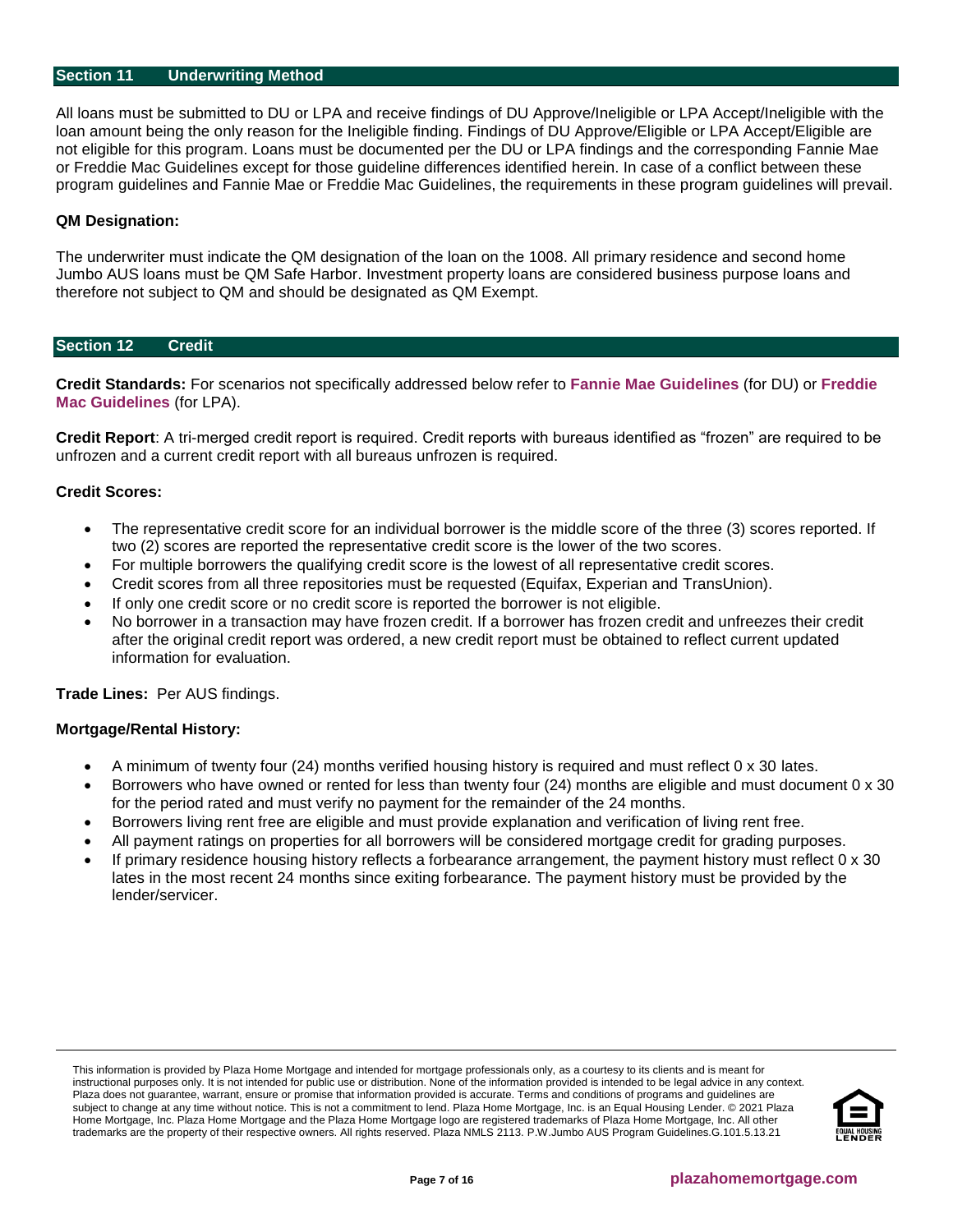## Section 11 Underwriting Method

All loans must be submitted to DU or LPA and receive findings of DU Approve/Ineligible or LPA Accept/Ineligible with the loan amount being the only reason for the Ineligible finding. Findings of DU Approve/Eligible or LPA Accept/Eligible are not eligible for this program. Loans must be documented per the DU or LPA findings and the corresponding Fannie Mae or Freddie Mac Guidelines except for those guideline differences identified herein. In case of a conflict between these program guidelines and Fannie Mae or Freddie Mac Guidelines, the requirements in these program guidelines will prevail.

**QM Designation:**

The underwriter must indicate the QM designation of the loan on the 1008. All primary residence and second home Jumbo AUS loans must be QM Safe Harbor. Investment property loans are considered business purpose loans and therefore not subject to QM and should be designated as QM Exempt.

## Section 12 Credit

**Credit Standards:** For scenarios not specifically addressed below refer to **Fannie Mae Guidelines** (for DU) or **Freddie Mac Guidelines** (for LPA).

**Credit Report**: A tri-merged credit report is required. Credit reports with bureaus identified as "frozen" are required to be unfrozen and a current credit report with all bureaus unfrozen is required.

**Credit Scores:**

- The representative credit score for an individual borrower is the middle score of the three (3) scores reported. If two (2) scores are reported the representative credit score is the lower of the two scores.
- For multiple borrowers the qualifying credit score is the lowest of all representative credit scores.
- Credit scores from all three repositories must be requested (Equifax, Experian and TransUnion).
- If only one credit score or no credit score is reported the borrower is not eligible.
- No borrower in a transaction may have frozen credit. If a borrower has frozen credit and unfreezes their credit after the original credit report was ordered, a new credit report must be obtained to reflect current updated information for evaluation.

**Trade Lines:** Per AUS findings.

**Mortgage/Rental History:**

- A minimum of twenty four (24) months verified housing history is required and must reflect 0 x 30 lates.
- Borrowers who have owned or rented for less than twenty four (24) months are eligible and must document 0 x 30 for the period rated and must verify no payment for the remainder of the 24 months.
- Borrowers living rent free are eligible and must provide explanation and verification of living rent free.
- All payment ratings on properties for all borrowers will be considered mortgage credit for grading purposes.
- If primary residence housing history reflects a forbearance arrangement, the payment history must reflect 0 x 30 lates in the most recent 24 months since exiting forbearance. The payment history must be provided by the lender/servicer.

This information is provided by Plaza Home Mortgage and intended for mortgage professionals only, as a courtesy to its clients and is meant for instructional purposes only. It is not intended for public use or distribution. None of the information provided is intended to be legal advice in any context. Plaza does not guarantee, warrant, ensure or promise that information provided is accurate. Terms and conditions of programs and guidelines are subject to change at any time without notice. This is not a commitment to lend. Plaza Home Mortgage, Inc. is an Equal Housing Lender. © 2021 Plaza Home Mortgage, Inc. Plaza Home Mortgage and the Plaza Home Mortgage logo are registered trademarks of Plaza Home Mortgage, Inc. All other trademarks are the property of their respective owners. All rights reserved. Plaza NMLS 2113. P.W.Jumbo AUS Program Guidelines.G.101.5.13.21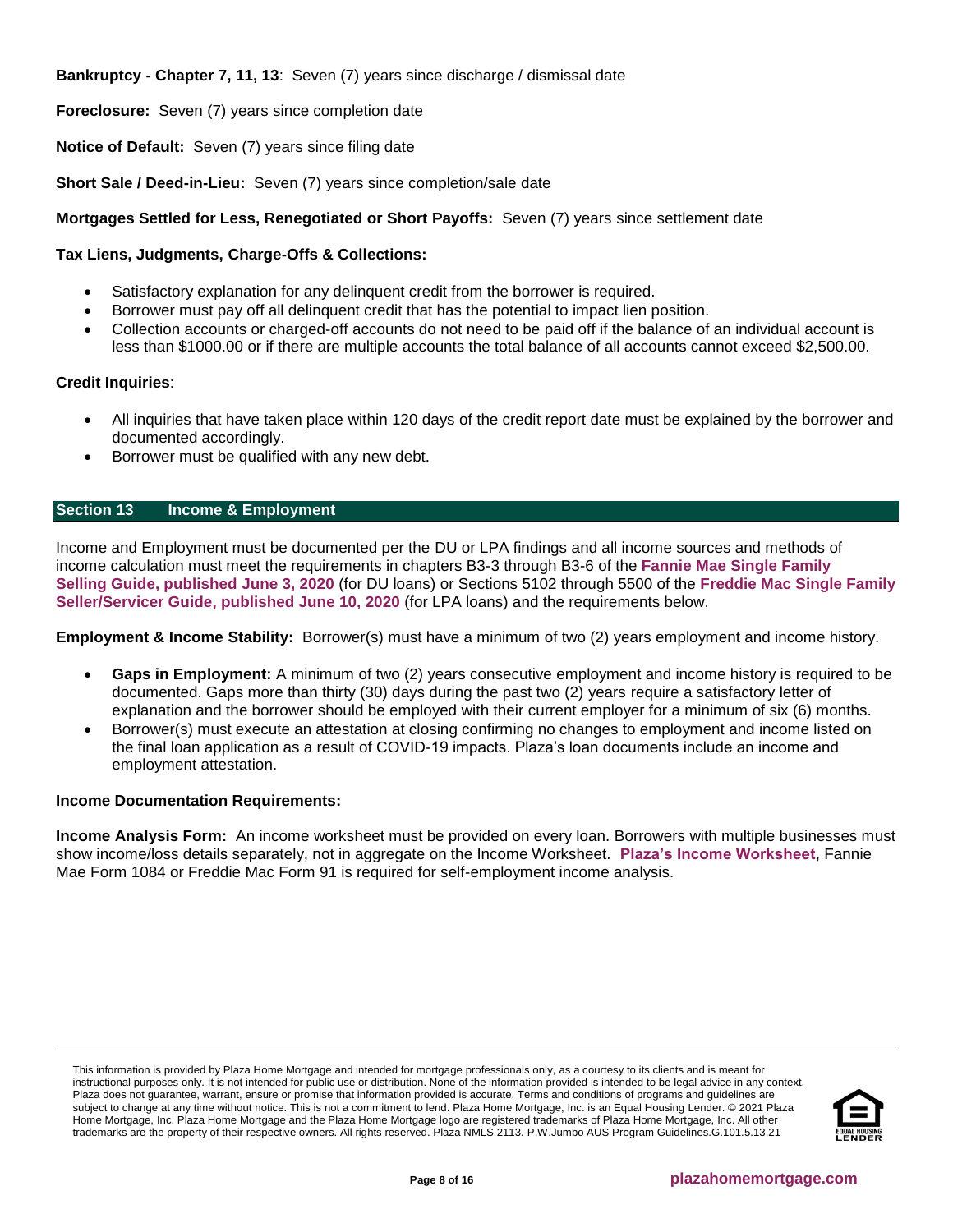**Bankruptcy - Chapter 7, 11, 13**: Seven (7) years since discharge / dismissal date

**Foreclosure:** Seven (7) years since completion date

**Notice of Default:** Seven (7) years since filing date

**Short Sale / Deed-in-Lieu:** Seven (7) years since completion/sale date

**Mortgages Settled for Less, Renegotiated or Short Payoffs:** Seven (7) years since settlement date

**Tax Liens, Judgments, Charge-Offs & Collections:**

- Satisfactory explanation for any delinquent credit from the borrower is required.
- Borrower must pay off all delinquent credit that has the potential to impact lien position.
- Collection accounts or charged-off accounts do not need to be paid off if the balance of an individual account is less than $1000.00 or if there are multiple accounts the total balance of all accounts cannot exceed $2,500.00.

**Credit Inquiries**:

- All inquiries that have taken place within 120 days of the credit report date must be explained by the borrower and documented accordingly.
- Borrower must be qualified with any new debt.

## Section 13 Income & Employment

Income and Employment must be documented per the DU or LPA findings and all income sources and methods of income calculation must meet the requirements in chapters B3-3 through B3-6 of the **Fannie Mae Single Family Selling Guide, published June 3, 2020** (for DU loans) or Sections 5102 through 5500 of the **Freddie Mac Single Family Seller/Servicer Guide, published June 10, 2020** (for LPA loans) and the requirements below.

**Employment & Income Stability:** Borrower(s) must have a minimum of two (2) years employment and income history.

- **Gaps in Employment:** A minimum of two (2) years consecutive employment and income history is required to be documented. Gaps more than thirty (30) days during the past two (2) years require a satisfactory letter of explanation and the borrower should be employed with their current employer for a minimum of six (6) months.
- Borrower(s) must execute an attestation at closing confirming no changes to employment and income listed on the final loan application as a result of COVID-19 impacts. Plaza's loan documents include an income and employment attestation.

**Income Documentation Requirements:**

**Income Analysis Form:** An income worksheet must be provided on every loan. Borrowers with multiple businesses must show income/loss details separately, not in aggregate on the Income Worksheet. **Plaza's Income Worksheet**, Fannie Mae Form 1084 or Freddie Mac Form 91 is required for self-employment income analysis.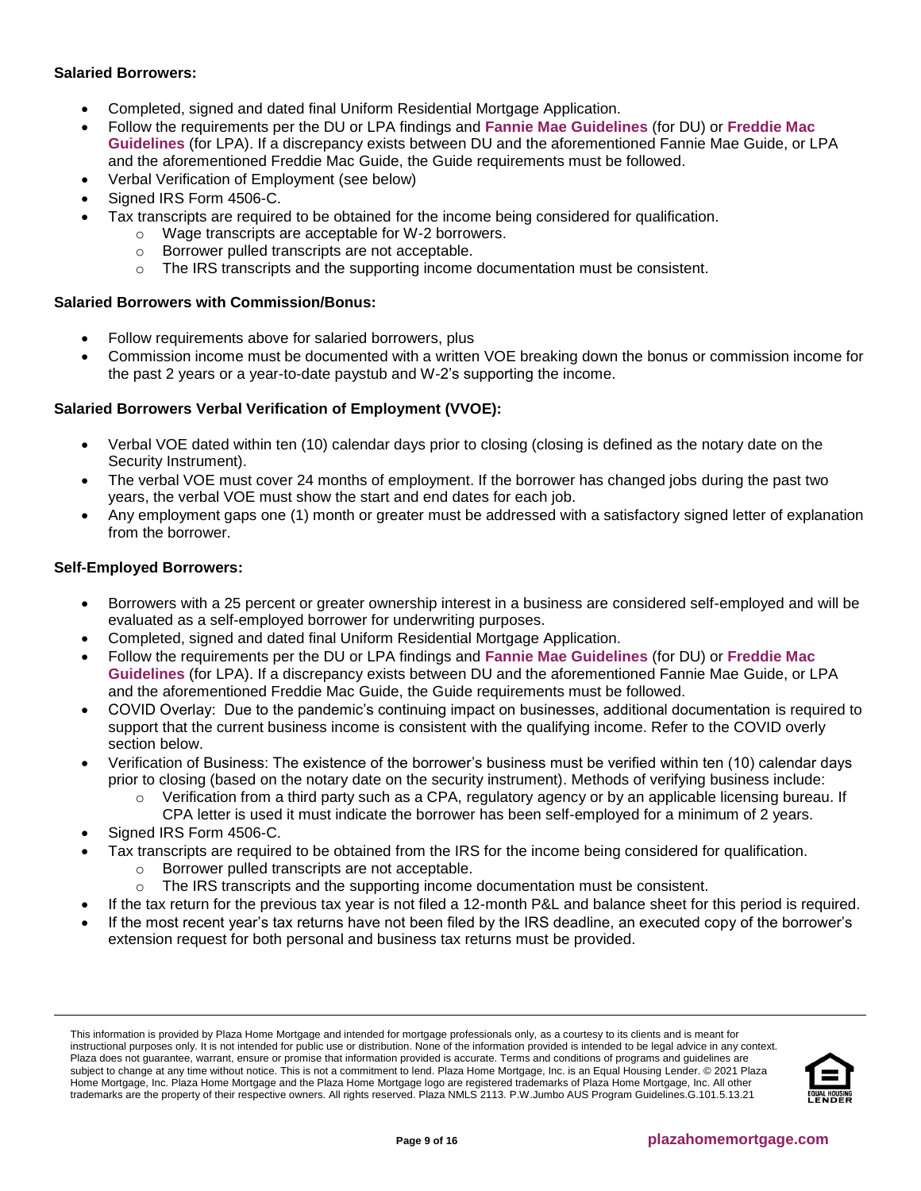**Salaried Borrowers:**

- Completed, signed and dated final Uniform Residential Mortgage Application.
- Follow the requirements per the DU or LPA findings and **Fannie Mae Guidelines** (for DU) or **Freddie Mac Guidelines** (for LPA). If a discrepancy exists between DU and the aforementioned Fannie Mae Guide, or LPA and the aforementioned Freddie Mac Guide, the Guide requirements must be followed.
- Verbal Verification of Employment (see below)
- Signed IRS Form 4506-C.
- Tax transcripts are required to be obtained for the income being considered for qualification.
  - Wage transcripts are acceptable for W-2 borrowers.
  - Borrower pulled transcripts are not acceptable.
  - The IRS transcripts and the supporting income documentation must be consistent.

**Salaried Borrowers with Commission/Bonus:**

- Follow requirements above for salaried borrowers, plus
- Commission income must be documented with a written VOE breaking down the bonus or commission income for the past 2 years or a year-to-date paystub and W-2's supporting the income.

**Salaried Borrowers Verbal Verification of Employment (VVOE):**

- Verbal VOE dated within ten (10) calendar days prior to closing (closing is defined as the notary date on the Security Instrument).
- The verbal VOE must cover 24 months of employment. If the borrower has changed jobs during the past two years, the verbal VOE must show the start and end dates for each job.
- Any employment gaps one (1) month or greater must be addressed with a satisfactory signed letter of explanation from the borrower.

**Self-Employed Borrowers:**

- Borrowers with a 25 percent or greater ownership interest in a business are considered self-employed and will be evaluated as a self-employed borrower for underwriting purposes.
- Completed, signed and dated final Uniform Residential Mortgage Application.
- Follow the requirements per the DU or LPA findings and **Fannie Mae Guidelines** (for DU) or **Freddie Mac Guidelines** (for LPA). If a discrepancy exists between DU and the aforementioned Fannie Mae Guide, or LPA and the aforementioned Freddie Mac Guide, the Guide requirements must be followed.
- COVID Overlay: Due to the pandemic's continuing impact on businesses, additional documentation is required to support that the current business income is consistent with the qualifying income. Refer to the COVID overly section below.
- Verification of Business: The existence of the borrower's business must be verified within ten (10) calendar days prior to closing (based on the notary date on the security instrument). Methods of verifying business include:
  - Verification from a third party such as a CPA, regulatory agency or by an applicable licensing bureau. If CPA letter is used it must indicate the borrower has been self-employed for a minimum of 2 years.
- Signed IRS Form 4506-C.
- Tax transcripts are required to be obtained from the IRS for the income being considered for qualification.
  - Borrower pulled transcripts are not acceptable.
  - The IRS transcripts and the supporting income documentation must be consistent.
- If the tax return for the previous tax year is not filed a 12-month P&L and balance sheet for this period is required.
- If the most recent year's tax returns have not been filed by the IRS deadline, an executed copy of the borrower's extension request for both personal and business tax returns must be provided.

This information is provided by Plaza Home Mortgage and intended for mortgage professionals only, as a courtesy to its clients and is meant for instructional purposes only. It is not intended for public use or distribution. None of the information provided is intended to be legal advice in any context. Plaza does not guarantee, warrant, ensure or promise that information provided is accurate. Terms and conditions of programs and guidelines are subject to change at any time without notice. This is not a commitment to lend. Plaza Home Mortgage, Inc. is an Equal Housing Lender. © 2021 Plaza Home Mortgage, Inc. Plaza Home Mortgage and the Plaza Home Mortgage logo are registered trademarks of Plaza Home Mortgage, Inc. All other trademarks are the property of their respective owners. All rights reserved. Plaza NMLS 2113. P.W.Jumbo AUS Program Guidelines.G.101.5.13.21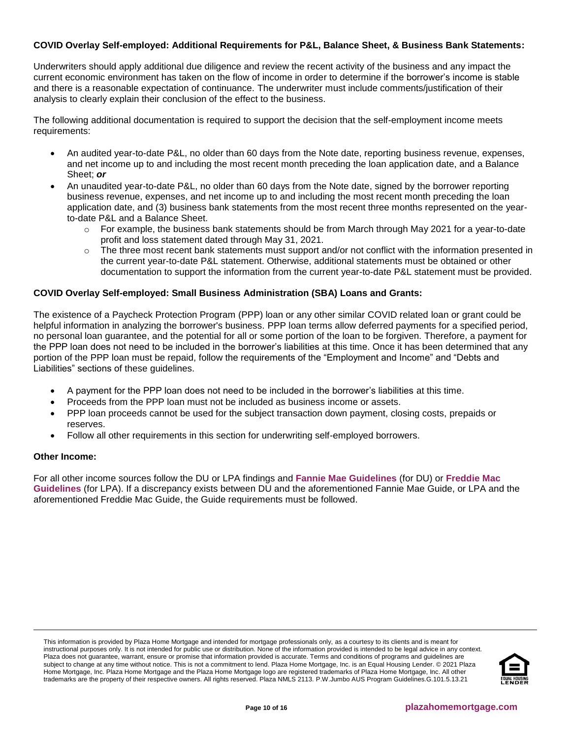**COVID Overlay Self-employed: Additional Requirements for P&L, Balance Sheet, & Business Bank Statements:**

Underwriters should apply additional due diligence and review the recent activity of the business and any impact the current economic environment has taken on the flow of income in order to determine if the borrower's income is stable and there is a reasonable expectation of continuance. The underwriter must include comments/justification of their analysis to clearly explain their conclusion of the effect to the business.

The following additional documentation is required to support the decision that the self-employment income meets requirements:

- An audited year-to-date P&L, no older than 60 days from the Note date, reporting business revenue, expenses, and net income up to and including the most recent month preceding the loan application date, and a Balance Sheet; ***or***
- An unaudited year-to-date P&L, no older than 60 days from the Note date, signed by the borrower reporting business revenue, expenses, and net income up to and including the most recent month preceding the loan application date, and (3) business bank statements from the most recent three months represented on the year-to-date P&L and a Balance Sheet.
  - For example, the business bank statements should be from March through May 2021 for a year-to-date profit and loss statement dated through May 31, 2021.
  - The three most recent bank statements must support and/or not conflict with the information presented in the current year-to-date P&L statement. Otherwise, additional statements must be obtained or other documentation to support the information from the current year-to-date P&L statement must be provided.

**COVID Overlay Self-employed: Small Business Administration (SBA) Loans and Grants:**

The existence of a Paycheck Protection Program (PPP) loan or any other similar COVID related loan or grant could be helpful information in analyzing the borrower's business. PPP loan terms allow deferred payments for a specified period, no personal loan guarantee, and the potential for all or some portion of the loan to be forgiven. Therefore, a payment for the PPP loan does not need to be included in the borrower's liabilities at this time. Once it has been determined that any portion of the PPP loan must be repaid, follow the requirements of the "Employment and Income" and "Debts and Liabilities" sections of these guidelines.

- A payment for the PPP loan does not need to be included in the borrower's liabilities at this time.
- Proceeds from the PPP loan must not be included as business income or assets.
- PPP loan proceeds cannot be used for the subject transaction down payment, closing costs, prepaids or reserves.
- Follow all other requirements in this section for underwriting self-employed borrowers.

**Other Income:**

For all other income sources follow the DU or LPA findings and **Fannie Mae Guidelines** (for DU) or **Freddie Mac Guidelines** (for LPA). If a discrepancy exists between DU and the aforementioned Fannie Mae Guide, or LPA and the aforementioned Freddie Mac Guide, the Guide requirements must be followed.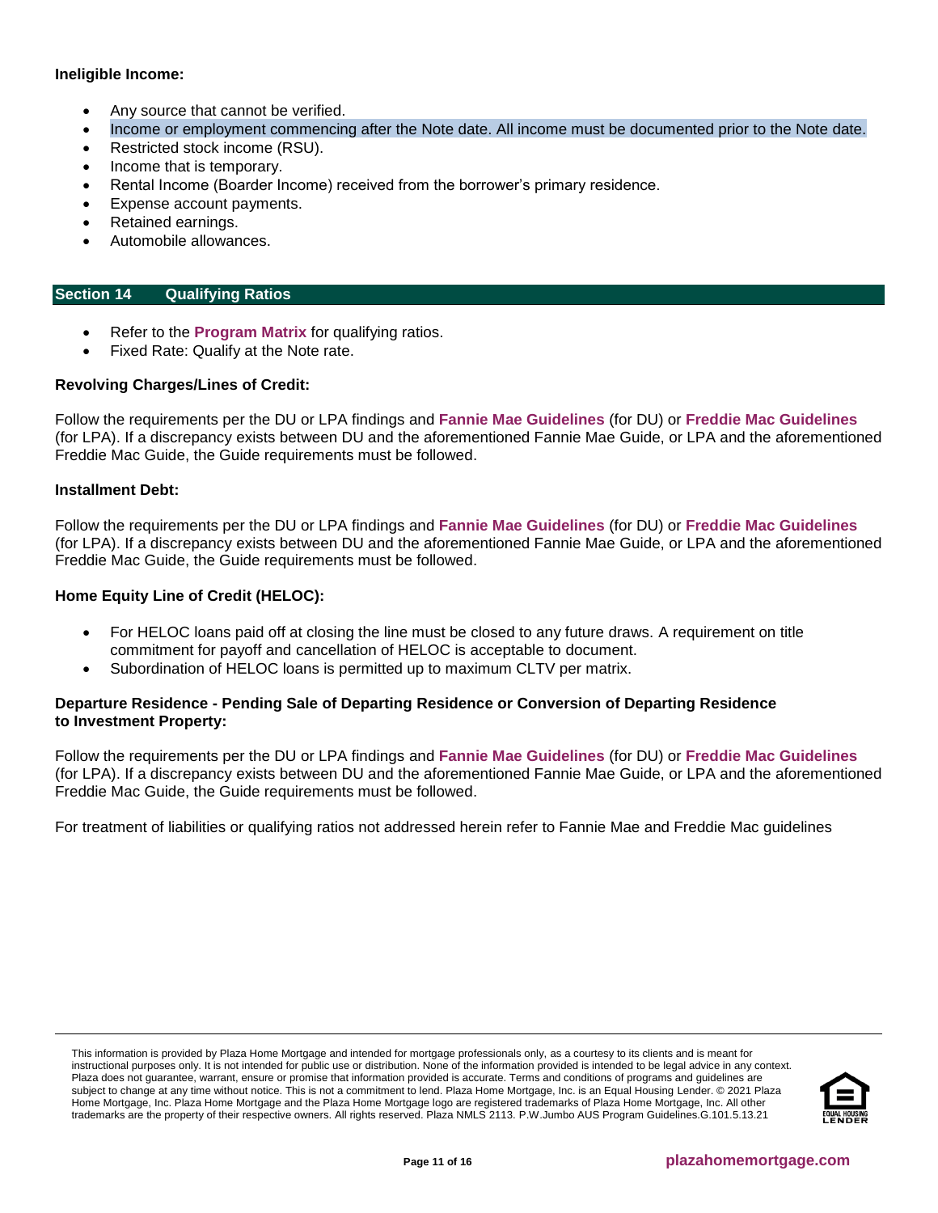**Ineligible Income:**

- Any source that cannot be verified.
- Income or employment commencing after the Note date. All income must be documented prior to the Note date.
- Restricted stock income (RSU).
- Income that is temporary.
- Rental Income (Boarder Income) received from the borrower's primary residence.
- Expense account payments.
- Retained earnings.
- Automobile allowances.

## Section 14 Qualifying Ratios

- Refer to the **Program Matrix** for qualifying ratios.
- Fixed Rate: Qualify at the Note rate.

**Revolving Charges/Lines of Credit:**

Follow the requirements per the DU or LPA findings and **Fannie Mae Guidelines** (for DU) or **Freddie Mac Guidelines** (for LPA). If a discrepancy exists between DU and the aforementioned Fannie Mae Guide, or LPA and the aforementioned Freddie Mac Guide, the Guide requirements must be followed.

**Installment Debt:**

Follow the requirements per the DU or LPA findings and **Fannie Mae Guidelines** (for DU) or **Freddie Mac Guidelines** (for LPA). If a discrepancy exists between DU and the aforementioned Fannie Mae Guide, or LPA and the aforementioned Freddie Mac Guide, the Guide requirements must be followed.

**Home Equity Line of Credit (HELOC):**

- For HELOC loans paid off at closing the line must be closed to any future draws. A requirement on title commitment for payoff and cancellation of HELOC is acceptable to document.
- Subordination of HELOC loans is permitted up to maximum CLTV per matrix.

**Departure Residence - Pending Sale of Departing Residence or Conversion of Departing Residence to Investment Property:**

Follow the requirements per the DU or LPA findings and **Fannie Mae Guidelines** (for DU) or **Freddie Mac Guidelines** (for LPA). If a discrepancy exists between DU and the aforementioned Fannie Mae Guide, or LPA and the aforementioned Freddie Mac Guide, the Guide requirements must be followed.

For treatment of liabilities or qualifying ratios not addressed herein refer to Fannie Mae and Freddie Mac guidelines

This information is provided by Plaza Home Mortgage and intended for mortgage professionals only, as a courtesy to its clients and is meant for instructional purposes only. It is not intended for public use or distribution. None of the information provided is intended to be legal advice in any context. Plaza does not guarantee, warrant, ensure or promise that information provided is accurate. Terms and conditions of programs and guidelines are subject to change at any time without notice. This is not a commitment to lend. Plaza Home Mortgage, Inc. is an Equal Housing Lender. © 2021 Plaza Home Mortgage, Inc. Plaza Home Mortgage and the Plaza Home Mortgage logo are registered trademarks of Plaza Home Mortgage, Inc. All other trademarks are the property of their respective owners. All rights reserved. Plaza NMLS 2113. P.W.Jumbo AUS Program Guidelines.G.101.5.13.21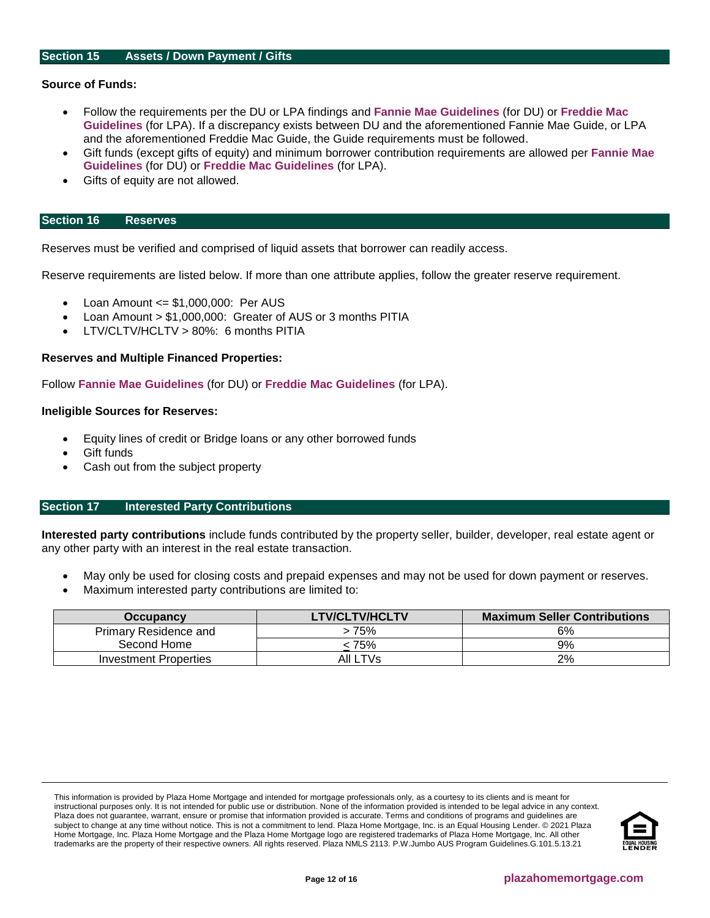## Section 15 Assets / Down Payment / Gifts

**Source of Funds:**

- Follow the requirements per the DU or LPA findings and **Fannie Mae Guidelines** (for DU) or **Freddie Mac Guidelines** (for LPA). If a discrepancy exists between DU and the aforementioned Fannie Mae Guide, or LPA and the aforementioned Freddie Mac Guide, the Guide requirements must be followed.
- Gift funds (except gifts of equity) and minimum borrower contribution requirements are allowed per **Fannie Mae Guidelines** (for DU) or **Freddie Mac Guidelines** (for LPA).
- Gifts of equity are not allowed.

## Section 16 Reserves

Reserves must be verified and comprised of liquid assets that borrower can readily access.

Reserve requirements are listed below. If more than one attribute applies, follow the greater reserve requirement.

- Loan Amount <= $1,000,000: Per AUS
- Loan Amount > $1,000,000: Greater of AUS or 3 months PITIA
- LTV/CLTV/HCLTV > 80%: 6 months PITIA

**Reserves and Multiple Financed Properties:**

Follow **Fannie Mae Guidelines** (for DU) or **Freddie Mac Guidelines** (for LPA).

**Ineligible Sources for Reserves:**

- Equity lines of credit or Bridge loans or any other borrowed funds
- Gift funds
- Cash out from the subject property

## Section 17 Interested Party Contributions

**Interested party contributions** include funds contributed by the property seller, builder, developer, real estate agent or any other party with an interest in the real estate transaction.

- May only be used for closing costs and prepaid expenses and may not be used for down payment or reserves.
- Maximum interested party contributions are limited to:

| Occupancy | LTV/CLTV/HCLTV | Maximum Seller Contributions |
|---|---|---|
| Primary Residence and Second Home | > 75% | 6% |
| | ≤ 75% | 9% |
| Investment Properties | All LTVs | 2% |

This information is provided by Plaza Home Mortgage and intended for mortgage professionals only, as a courtesy to its clients and is meant for instructional purposes only. It is not intended for public use or distribution. None of the information provided is intended to be legal advice in any context. Plaza does not guarantee, warrant, ensure or promise that information provided is accurate. Terms and conditions of programs and guidelines are subject to change at any time without notice. This is not a commitment to lend. Plaza Home Mortgage, Inc. is an Equal Housing Lender. © 2021 Plaza Home Mortgage, Inc. Plaza Home Mortgage and the Plaza Home Mortgage logo are registered trademarks of Plaza Home Mortgage, Inc. All other trademarks are the property of their respective owners. All rights reserved. Plaza NMLS 2113. P.W.Jumbo AUS Program Guidelines.G.101.5.13.21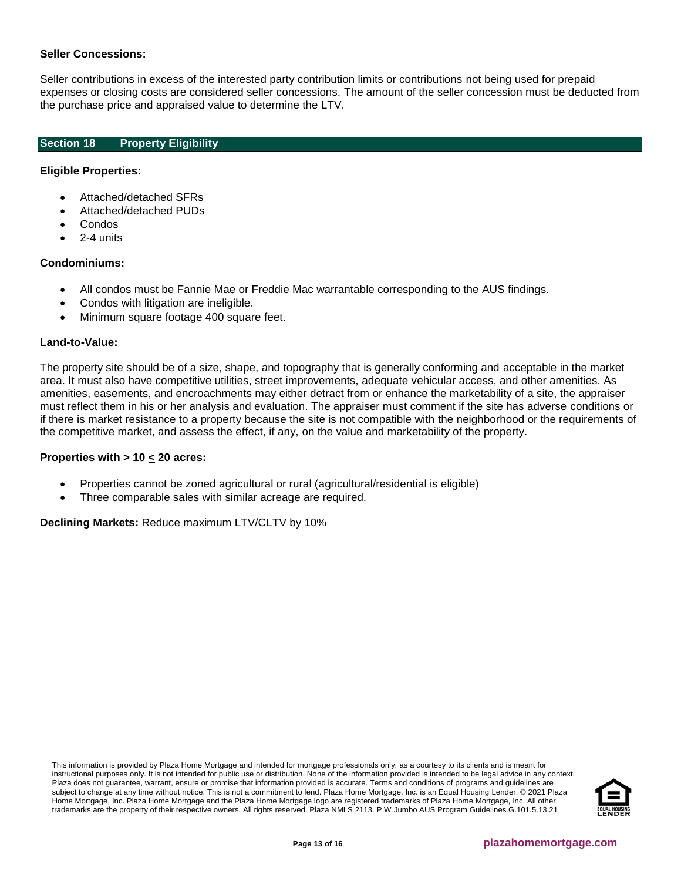**Seller Concessions:**

Seller contributions in excess of the interested party contribution limits or contributions not being used for prepaid expenses or closing costs are considered seller concessions. The amount of the seller concession must be deducted from the purchase price and appraised value to determine the LTV.

## Section 18 Property Eligibility

**Eligible Properties:**

- Attached/detached SFRs
- Attached/detached PUDs
- Condos
- 2-4 units

**Condominiums:**

- All condos must be Fannie Mae or Freddie Mac warrantable corresponding to the AUS findings.
- Condos with litigation are ineligible.
- Minimum square footage 400 square feet.

**Land-to-Value:**

The property site should be of a size, shape, and topography that is generally conforming and acceptable in the market area. It must also have competitive utilities, street improvements, adequate vehicular access, and other amenities. As amenities, easements, and encroachments may either detract from or enhance the marketability of a site, the appraiser must reflect them in his or her analysis and evaluation. The appraiser must comment if the site has adverse conditions or if there is market resistance to a property because the site is not compatible with the neighborhood or the requirements of the competitive market, and assess the effect, if any, on the value and marketability of the property.

**Properties with > 10 ≤ 20 acres:**

- Properties cannot be zoned agricultural or rural (agricultural/residential is eligible)
- Three comparable sales with similar acreage are required.

**Declining Markets:** Reduce maximum LTV/CLTV by 10%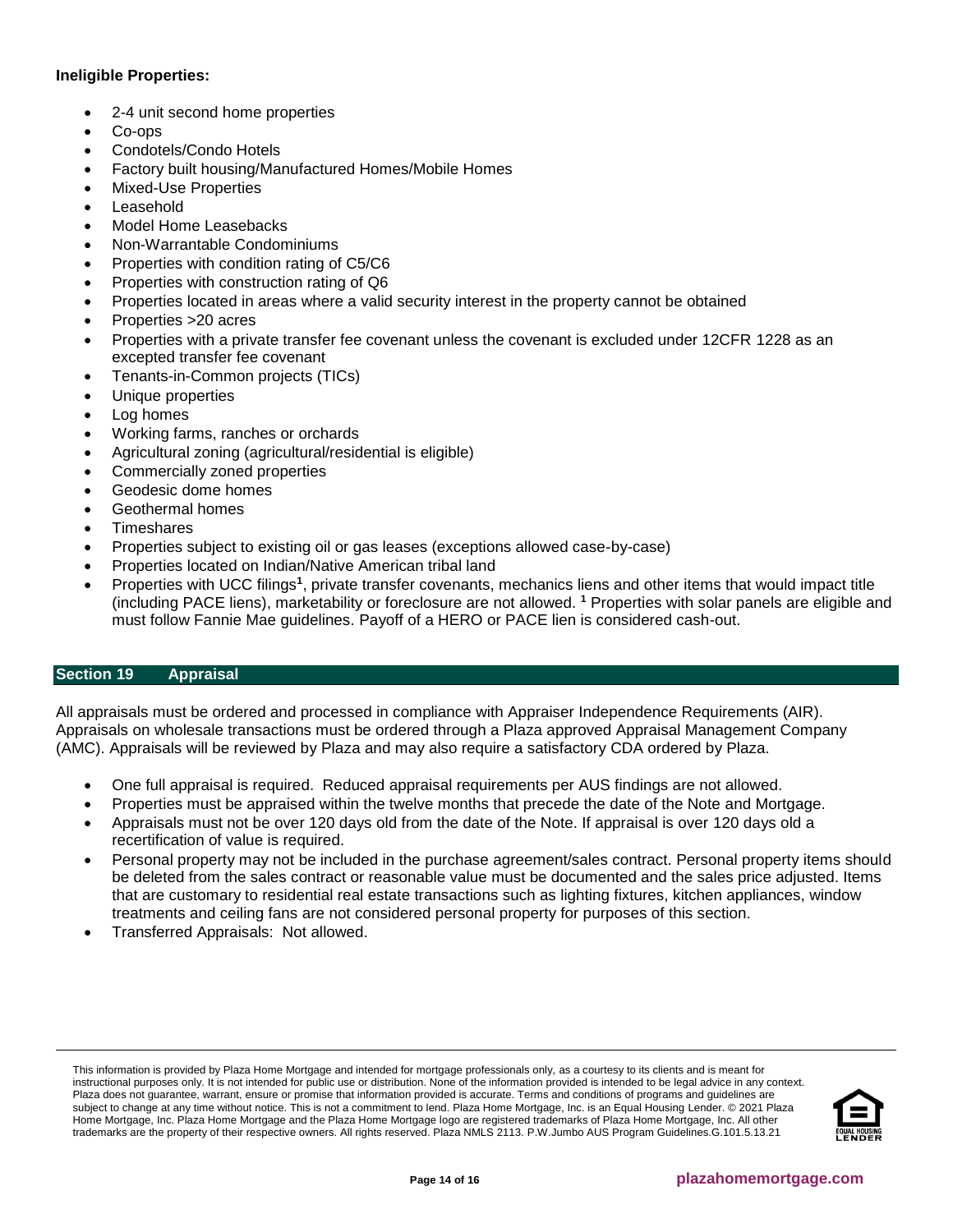**Ineligible Properties:**

- 2-4 unit second home properties
- Co-ops
- Condotels/Condo Hotels
- Factory built housing/Manufactured Homes/Mobile Homes
- Mixed-Use Properties
- Leasehold
- Model Home Leasebacks
- Non-Warrantable Condominiums
- Properties with condition rating of C5/C6
- Properties with construction rating of Q6
- Properties located in areas where a valid security interest in the property cannot be obtained
- Properties >20 acres
- Properties with a private transfer fee covenant unless the covenant is excluded under 12CFR 1228 as an excepted transfer fee covenant
- Tenants-in-Common projects (TICs)
- Unique properties
- Log homes
- Working farms, ranches or orchards
- Agricultural zoning (agricultural/residential is eligible)
- Commercially zoned properties
- Geodesic dome homes
- Geothermal homes
- Timeshares
- Properties subject to existing oil or gas leases (exceptions allowed case-by-case)
- Properties located on Indian/Native American tribal land
- Properties with UCC filings[1], private transfer covenants, mechanics liens and other items that would impact title (including PACE liens), marketability or foreclosure are not allowed. [1] Properties with solar panels are eligible and must follow Fannie Mae guidelines. Payoff of a HERO or PACE lien is considered cash-out.

## Section 19 Appraisal

All appraisals must be ordered and processed in compliance with Appraiser Independence Requirements (AIR). Appraisals on wholesale transactions must be ordered through a Plaza approved Appraisal Management Company (AMC). Appraisals will be reviewed by Plaza and may also require a satisfactory CDA ordered by Plaza.

- One full appraisal is required. Reduced appraisal requirements per AUS findings are not allowed.
- Properties must be appraised within the twelve months that precede the date of the Note and Mortgage.
- Appraisals must not be over 120 days old from the date of the Note. If appraisal is over 120 days old a recertification of value is required.
- Personal property may not be included in the purchase agreement/sales contract. Personal property items should be deleted from the sales contract or reasonable value must be documented and the sales price adjusted. Items that are customary to residential real estate transactions such as lighting fixtures, kitchen appliances, window treatments and ceiling fans are not considered personal property for purposes of this section.
- Transferred Appraisals: Not allowed.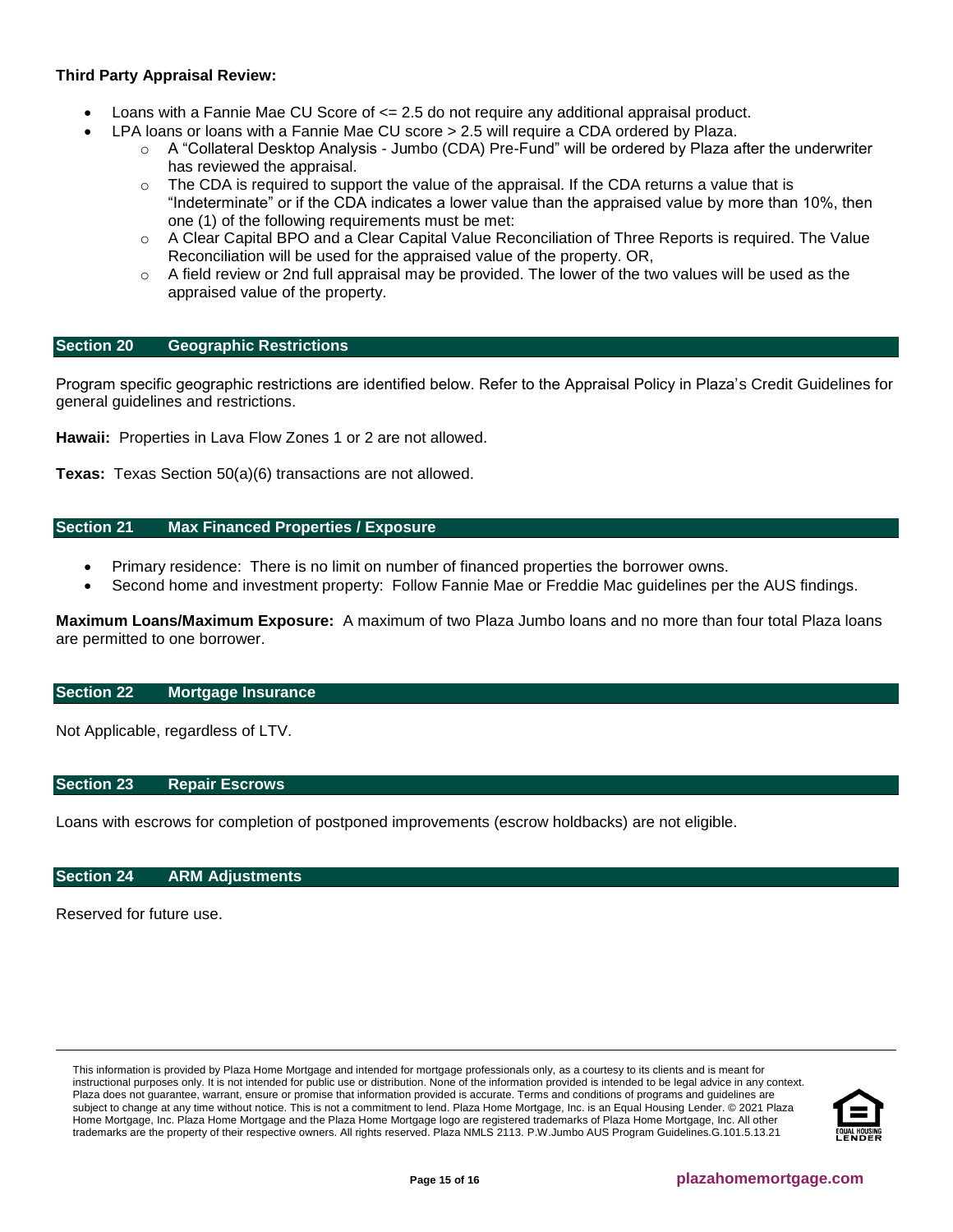**Third Party Appraisal Review:**

- Loans with a Fannie Mae CU Score of <= 2.5 do not require any additional appraisal product.
- LPA loans or loans with a Fannie Mae CU score > 2.5 will require a CDA ordered by Plaza.
  - A "Collateral Desktop Analysis - Jumbo (CDA) Pre-Fund" will be ordered by Plaza after the underwriter has reviewed the appraisal.
  - The CDA is required to support the value of the appraisal. If the CDA returns a value that is "Indeterminate" or if the CDA indicates a lower value than the appraised value by more than 10%, then one (1) of the following requirements must be met:
  - A Clear Capital BPO and a Clear Capital Value Reconciliation of Three Reports is required. The Value Reconciliation will be used for the appraised value of the property. OR,
  - A field review or 2nd full appraisal may be provided. The lower of the two values will be used as the appraised value of the property.

## Section 20 Geographic Restrictions

Program specific geographic restrictions are identified below. Refer to the Appraisal Policy in Plaza's Credit Guidelines for general guidelines and restrictions.

**Hawaii:** Properties in Lava Flow Zones 1 or 2 are not allowed.

**Texas:** Texas Section 50(a)(6) transactions are not allowed.

## Section 21 Max Financed Properties / Exposure

- Primary residence: There is no limit on number of financed properties the borrower owns.
- Second home and investment property: Follow Fannie Mae or Freddie Mac guidelines per the AUS findings.

**Maximum Loans/Maximum Exposure:** A maximum of two Plaza Jumbo loans and no more than four total Plaza loans are permitted to one borrower.

## Section 22 Mortgage Insurance

Not Applicable, regardless of LTV.

## Section 23 Repair Escrows

Loans with escrows for completion of postponed improvements (escrow holdbacks) are not eligible.

## Section 24 ARM Adjustments

Reserved for future use.

This information is provided by Plaza Home Mortgage and intended for mortgage professionals only, as a courtesy to its clients and is meant for instructional purposes only. It is not intended for public use or distribution. None of the information provided is intended to be legal advice in any context. Plaza does not guarantee, warrant, ensure or promise that information provided is accurate. Terms and conditions of programs and guidelines are subject to change at any time without notice. This is not a commitment to lend. Plaza Home Mortgage, Inc. is an Equal Housing Lender. © 2021 Plaza Home Mortgage, Inc. Plaza Home Mortgage and the Plaza Home Mortgage logo are registered trademarks of Plaza Home Mortgage, Inc. All other trademarks are the property of their respective owners. All rights reserved. Plaza NMLS 2113. P.W.Jumbo AUS Program Guidelines.G.101.5.13.21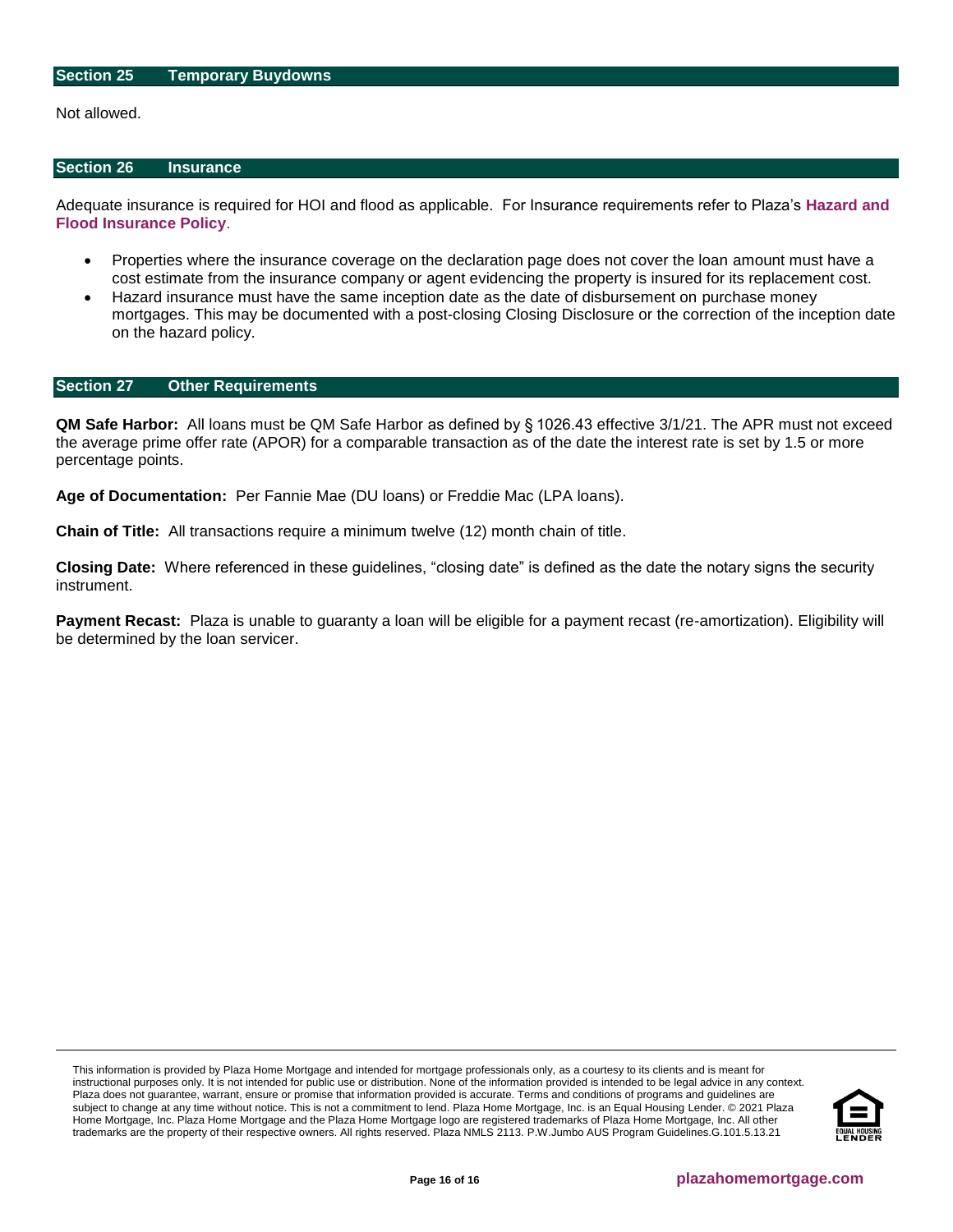## Section 25 Temporary Buydowns

Not allowed.

## Section 26 Insurance

Adequate insurance is required for HOI and flood as applicable. For Insurance requirements refer to Plaza's **Hazard and Flood Insurance Policy**.

- Properties where the insurance coverage on the declaration page does not cover the loan amount must have a cost estimate from the insurance company or agent evidencing the property is insured for its replacement cost.
- Hazard insurance must have the same inception date as the date of disbursement on purchase money mortgages. This may be documented with a post-closing Closing Disclosure or the correction of the inception date on the hazard policy.

## Section 27 Other Requirements

**QM Safe Harbor:** All loans must be QM Safe Harbor as defined by § 1026.43 effective 3/1/21. The APR must not exceed the average prime offer rate (APOR) for a comparable transaction as of the date the interest rate is set by 1.5 or more percentage points.

**Age of Documentation:** Per Fannie Mae (DU loans) or Freddie Mac (LPA loans).

**Chain of Title:** All transactions require a minimum twelve (12) month chain of title.

**Closing Date:** Where referenced in these guidelines, "closing date" is defined as the date the notary signs the security instrument.

**Payment Recast:** Plaza is unable to guaranty a loan will be eligible for a payment recast (re-amortization). Eligibility will be determined by the loan servicer.

This information is provided by Plaza Home Mortgage and intended for mortgage professionals only, as a courtesy to its clients and is meant for instructional purposes only. It is not intended for public use or distribution. None of the information provided is intended to be legal advice in any context. Plaza does not guarantee, warrant, ensure or promise that information provided is accurate. Terms and conditions of programs and guidelines are subject to change at any time without notice. This is not a commitment to lend. Plaza Home Mortgage, Inc. is an Equal Housing Lender. © 2021 Plaza Home Mortgage, Inc. Plaza Home Mortgage and the Plaza Home Mortgage logo are registered trademarks of Plaza Home Mortgage, Inc. All other trademarks are the property of their respective owners. All rights reserved. Plaza NMLS 2113. P.W.Jumbo AUS Program Guidelines.G.101.5.13.21